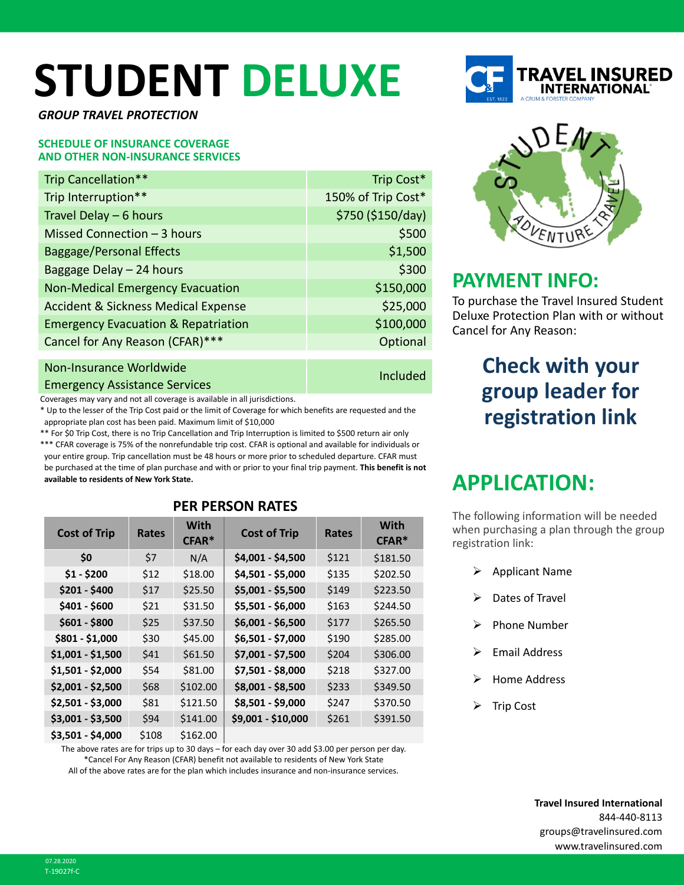# STUDENT DELUXE

***GROUP TRAVEL PROTECTION***

**SCHEDULE OF INSURANCE COVERAGE AND OTHER NON-INSURANCE SERVICES**

| Coverage | Limit |
|---|---|
| Trip Cancellation** | Trip Cost* |
| Trip Interruption** | 150% of Trip Cost* |
| Travel Delay – 6 hours | $750 ($150/day) |
| Missed Connection – 3 hours | $500 |
| Baggage/Personal Effects | $1,500 |
| Baggage Delay – 24 hours | $300 |
| Non-Medical Emergency Evacuation | $150,000 |
| Accident & Sickness Medical Expense | $25,000 |
| Emergency Evacuation & Repatriation | $100,000 |
| Cancel for Any Reason (CFAR)*** | Optional |
| Non-Insurance Worldwide Emergency Assistance Services | Included |

Coverages may vary and not all coverage is available in all jurisdictions.

\* Up to the lesser of the Trip Cost paid or the limit of Coverage for which benefits are requested and the appropriate plan cost has been paid. Maximum limit of $10,000

\** For $0 Trip Cost, there is no Trip Cancellation and Trip Interruption is limited to $500 return air only

\*** CFAR coverage is 75% of the nonrefundable trip cost. CFAR is optional and available for individuals or your entire group. Trip cancellation must be 48 hours or more prior to scheduled departure. CFAR must be purchased at the time of plan purchase and with or prior to your final trip payment. **This benefit is not available to residents of New York State.**

## PER PERSON RATES

| Cost of Trip | Rates | With CFAR* | Cost of Trip | Rates | With CFAR* |
|---|---|---|---|---|---|
| $0 | $7 | N/A | $4,001 - $4,500 | $121 | $181.50 |
| $1 - $200 | $12 | $18.00 | $4,501 - $5,000 | $135 | $202.50 |
| $201 - $400 | $17 | $25.50 | $5,001 - $5,500 | $149 | $223.50 |
| $401 - $600 | $21 | $31.50 | $5,501 - $6,000 | $163 | $244.50 |
| $601 - $800 | $25 | $37.50 | $6,001 - $6,500 | $177 | $265.50 |
| $801 - $1,000 | $30 | $45.00 | $6,501 - $7,000 | $190 | $285.00 |
| $1,001 - $1,500 | $41 | $61.50 | $7,001 - $7,500 | $204 | $306.00 |
| $1,501 - $2,000 | $54 | $81.00 | $7,501 - $8,000 | $218 | $327.00 |
| $2,001 - $2,500 | $68 | $102.00 | $8,001 - $8,500 | $233 | $349.50 |
| $2,501 - $3,000 | $81 | $121.50 | $8,501 - $9,000 | $247 | $370.50 |
| $3,001 - $3,500 | $94 | $141.00 | $9,001 - $10,000 | $261 | $391.50 |
| $3,501 - $4,000 | $108 | $162.00 | | | |

The above rates are for trips up to 30 days – for each day over 30 add $3.00 per person per day.

*Cancel For Any Reason (CFAR) benefit not available to residents of New York State

All of the above rates are for the plan which includes insurance and non-insurance services.

## PAYMENT INFO:

To purchase the Travel Insured Student Deluxe Protection Plan with or without Cancel for Any Reason:

**Check with your group leader for registration link**

## APPLICATION:

The following information will be needed when purchasing a plan through the group registration link:

- Applicant Name
- Dates of Travel
- Phone Number
- Email Address
- Home Address
- Trip Cost

**Travel Insured International**
844-440-8113
groups@travelinsured.com
www.travelinsured.com

07.28.2020
T-19027f-C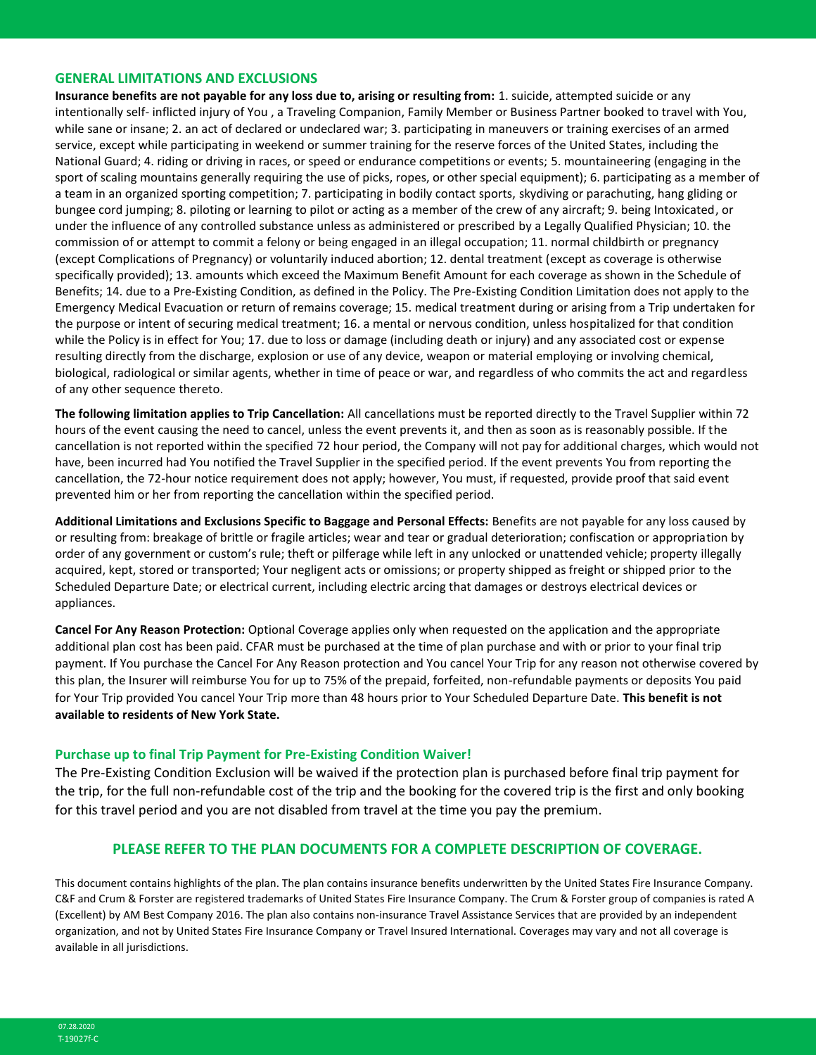## GENERAL LIMITATIONS AND EXCLUSIONS

**Insurance benefits are not payable for any loss due to, arising or resulting from:** 1. suicide, attempted suicide or any intentionally self- inflicted injury of You , a Traveling Companion, Family Member or Business Partner booked to travel with You, while sane or insane; 2. an act of declared or undeclared war; 3. participating in maneuvers or training exercises of an armed service, except while participating in weekend or summer training for the reserve forces of the United States, including the National Guard; 4. riding or driving in races, or speed or endurance competitions or events; 5. mountaineering (engaging in the sport of scaling mountains generally requiring the use of picks, ropes, or other special equipment); 6. participating as a member of a team in an organized sporting competition; 7. participating in bodily contact sports, skydiving or parachuting, hang gliding or bungee cord jumping; 8. piloting or learning to pilot or acting as a member of the crew of any aircraft; 9. being Intoxicated, or under the influence of any controlled substance unless as administered or prescribed by a Legally Qualified Physician; 10. the commission of or attempt to commit a felony or being engaged in an illegal occupation; 11. normal childbirth or pregnancy (except Complications of Pregnancy) or voluntarily induced abortion; 12. dental treatment (except as coverage is otherwise specifically provided); 13. amounts which exceed the Maximum Benefit Amount for each coverage as shown in the Schedule of Benefits; 14. due to a Pre-Existing Condition, as defined in the Policy. The Pre-Existing Condition Limitation does not apply to the Emergency Medical Evacuation or return of remains coverage; 15. medical treatment during or arising from a Trip undertaken for the purpose or intent of securing medical treatment; 16. a mental or nervous condition, unless hospitalized for that condition while the Policy is in effect for You; 17. due to loss or damage (including death or injury) and any associated cost or expense resulting directly from the discharge, explosion or use of any device, weapon or material employing or involving chemical, biological, radiological or similar agents, whether in time of peace or war, and regardless of who commits the act and regardless of any other sequence thereto.

**The following limitation applies to Trip Cancellation:** All cancellations must be reported directly to the Travel Supplier within 72 hours of the event causing the need to cancel, unless the event prevents it, and then as soon as is reasonably possible. If the cancellation is not reported within the specified 72 hour period, the Company will not pay for additional charges, which would not have, been incurred had You notified the Travel Supplier in the specified period. If the event prevents You from reporting the cancellation, the 72-hour notice requirement does not apply; however, You must, if requested, provide proof that said event prevented him or her from reporting the cancellation within the specified period.

**Additional Limitations and Exclusions Specific to Baggage and Personal Effects:** Benefits are not payable for any loss caused by or resulting from: breakage of brittle or fragile articles; wear and tear or gradual deterioration; confiscation or appropriation by order of any government or custom's rule; theft or pilferage while left in any unlocked or unattended vehicle; property illegally acquired, kept, stored or transported; Your negligent acts or omissions; or property shipped as freight or shipped prior to the Scheduled Departure Date; or electrical current, including electric arcing that damages or destroys electrical devices or appliances.

**Cancel For Any Reason Protection:** Optional Coverage applies only when requested on the application and the appropriate additional plan cost has been paid. CFAR must be purchased at the time of plan purchase and with or prior to your final trip payment. If You purchase the Cancel For Any Reason protection and You cancel Your Trip for any reason not otherwise covered by this plan, the Insurer will reimburse You for up to 75% of the prepaid, forfeited, non-refundable payments or deposits You paid for Your Trip provided You cancel Your Trip more than 48 hours prior to Your Scheduled Departure Date. **This benefit is not available to residents of New York State.**

### Purchase up to final Trip Payment for Pre-Existing Condition Waiver!

The Pre-Existing Condition Exclusion will be waived if the protection plan is purchased before final trip payment for the trip, for the full non-refundable cost of the trip and the booking for the covered trip is the first and only booking for this travel period and you are not disabled from travel at the time you pay the premium.

### PLEASE REFER TO THE PLAN DOCUMENTS FOR A COMPLETE DESCRIPTION OF COVERAGE.

This document contains highlights of the plan. The plan contains insurance benefits underwritten by the United States Fire Insurance Company. C&F and Crum & Forster are registered trademarks of United States Fire Insurance Company. The Crum & Forster group of companies is rated A (Excellent) by AM Best Company 2016. The plan also contains non-insurance Travel Assistance Services that are provided by an independent organization, and not by United States Fire Insurance Company or Travel Insured International. Coverages may vary and not all coverage is available in all jurisdictions.

07.28.2020
T-19027f-C